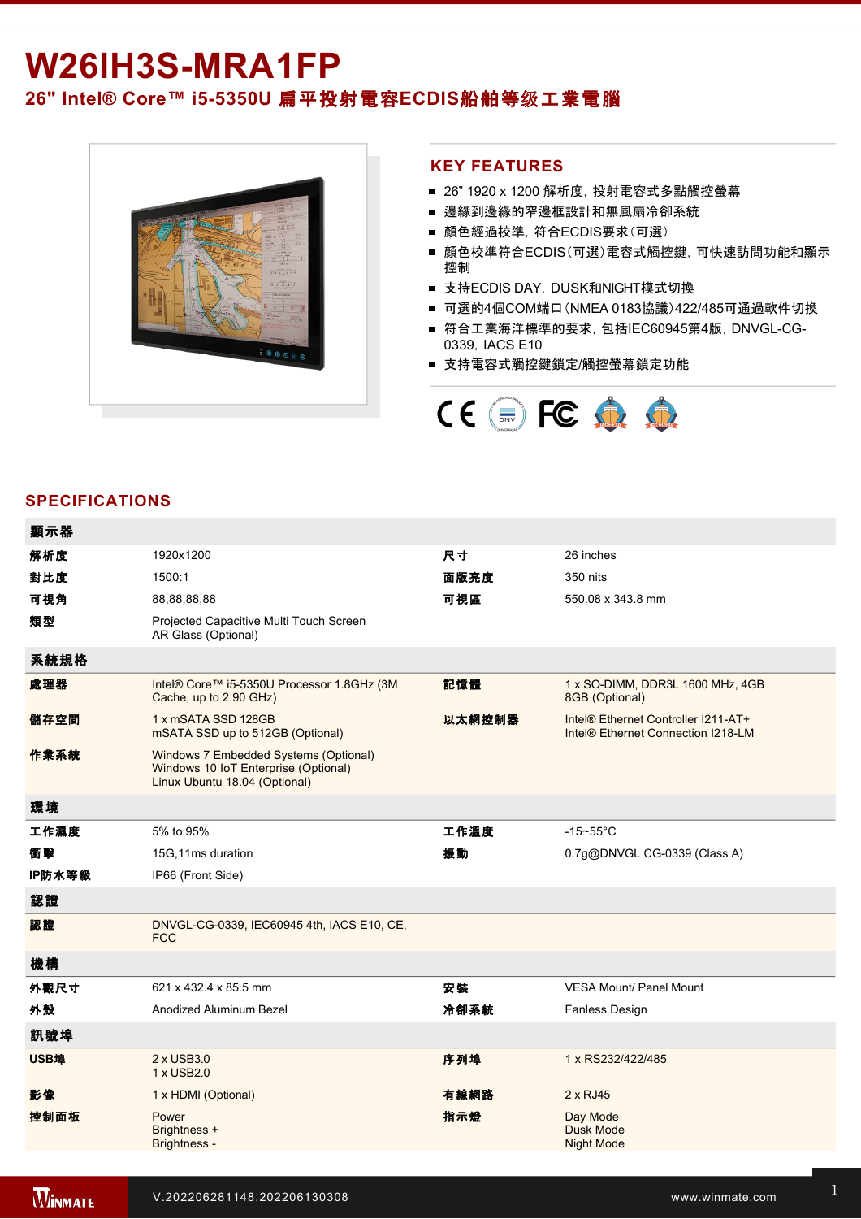# W26IH3S-MRA1FP

## 26" Intel® Core™ i5-5350U 扁平投射電容ECDIS船舶等级工業電腦

## KEY FEATURES

- 26” 1920 x 1200 解析度，投射電容式多點觸控螢幕
- 邊緣到邊緣的窄邊框設計和無風扇冷卻系統
- 顏色經過校準，符合ECDIS要求（可選）
- 顏色校準符合ECDIS（可選）電容式觸控鍵，可快速訪問功能和顯示控制
- 支持ECDIS DAY，DUSK和NIGHT模式切換
- 可選的4個COM端口（NMEA 0183協議）422/485可通過軟件切換
- 符合工業海洋標準的要求，包括IEC60945第4版，DNVGL-CG-0339，IACS E10
- 支持電容式觸控鍵鎖定/觸控螢幕鎖定功能

## SPECIFICATIONS

| 顯示器 | | | |
|---|---|---|---|
| 解析度 | 1920x1200 | 尺寸 | 26 inches |
| 對比度 | 1500:1 | 面版亮度 | 350 nits |
| 可視角 | 88,88,88,88 | 可視區 | 550.08 x 343.8 mm |
| 類型 | Projected Capacitive Multi Touch Screen<br>AR Glass (Optional) | | |
| **系統規格** | | | |
| 處理器 | Intel® Core™ i5-5350U Processor 1.8GHz (3M Cache, up to 2.90 GHz) | 記憶體 | 1 x SO-DIMM, DDR3L 1600 MHz, 4GB<br>8GB (Optional) |
| 儲存空間 | 1 x mSATA SSD 128GB<br>mSATA SSD up to 512GB (Optional) | 以太網控制器 | Intel® Ethernet Controller I211-AT+<br>Intel® Ethernet Connection I218-LM |
| 作業系統 | Windows 7 Embedded Systems (Optional)<br>Windows 10 IoT Enterprise (Optional)<br>Linux Ubuntu 18.04 (Optional) | | |
| **環境** | | | |
| 工作濕度 | 5% to 95% | 工作溫度 | -15~55°C |
| 衝擊 | 15G,11ms duration | 振動 | 0.7g@DNVGL CG-0339 (Class A) |
| IP防水等級 | IP66 (Front Side) | | |
| **認證** | | | |
| 認證 | DNVGL-CG-0339, IEC60945 4th, IACS E10, CE, FCC | | |
| **機構** | | | |
| 外觀尺寸 | 621 x 432.4 x 85.5 mm | 安裝 | VESA Mount/ Panel Mount |
| 外殼 | Anodized Aluminum Bezel | 冷卻系統 | Fanless Design |
| **訊號埠** | | | |
| USB埠 | 2 x USB3.0<br>1 x USB2.0 | 序列埠 | 1 x RS232/422/485 |
| 影像 | 1 x HDMI (Optional) | 有線網路 | 2 x RJ45 |
| 控制面板 | Power<br>Brightness +<br>Brightness - | 指示燈 | Day Mode<br>Dusk Mode<br>Night Mode |

V.202206281148.202206130308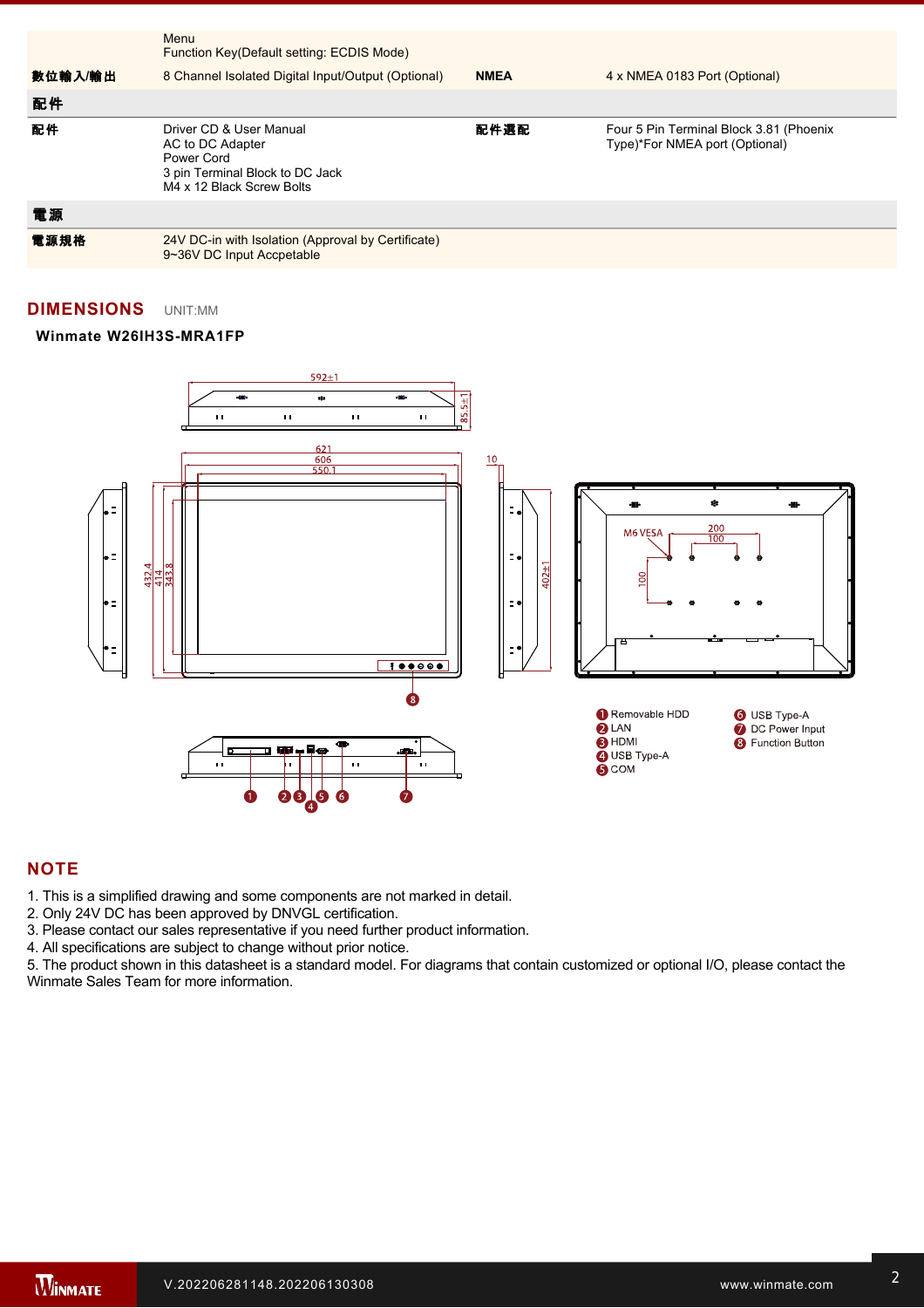| | | | |
|---|---|---|---|
| | Menu<br>Function Key(Default setting: ECDIS Mode) | | |
| **數位輸入/輸出** | 8 Channel Isolated Digital Input/Output (Optional) | **NMEA** | 4 x NMEA 0183 Port (Optional) |
| **配件** | | | |
| **配件** | Driver CD & User Manual<br>AC to DC Adapter<br>Power Cord<br>3 pin Terminal Block to DC Jack<br>M4 x 12 Black Screw Bolts | **配件選配** | Four 5 Pin Terminal Block 3.81 (Phoenix Type)*For NMEA port (Optional) |
| **電源** | | | |
| **電源規格** | 24V DC-in with Isolation (Approval by Certificate)<br>9~36V DC Input Accpetable | | |

## DIMENSIONS UNIT:MM

**Winmate W26IH3S-MRA1FP**

592±1
85.5±1
621
606
550.1
10
432.4
414
343.8
402±1
M6 VESA
200
100
100

1 Removable HDD
2 LAN
3 HDMI
4 USB Type-A
5 COM
6 USB Type-A
7 DC Power Input
8 Function Button

## NOTE

1. This is a simplified drawing and some components are not marked in detail.
2. Only 24V DC has been approved by DNVGL certification.
3. Please contact our sales representative if you need further product information.
4. All specifications are subject to change without prior notice.
5. The product shown in this datasheet is a standard model. For diagrams that contain customized or optional I/O, please contact the Winmate Sales Team for more information.